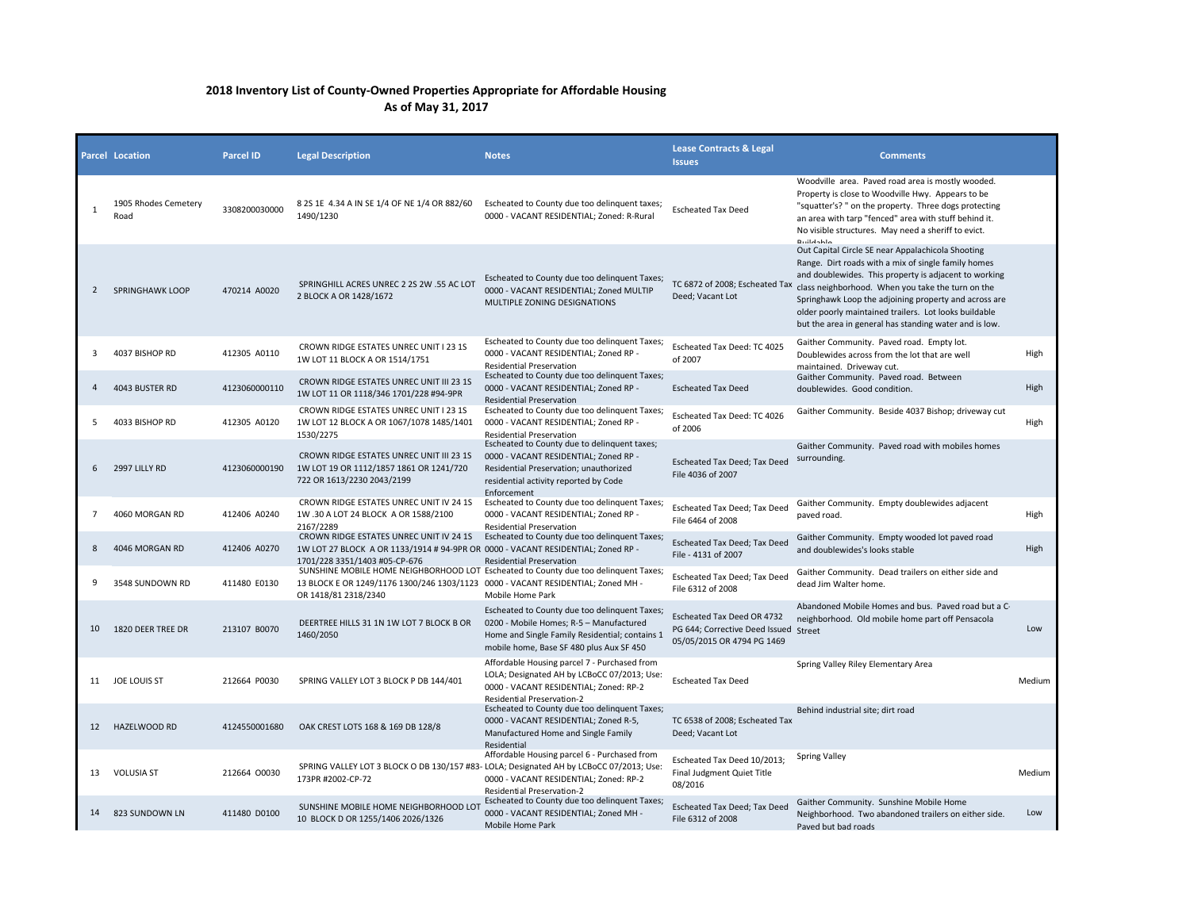## 2018 Inventory List of County-Owned Properties Appropriate for Affordable Housing
### As of May 31, 2017

| Parcel | Location | Parcel ID | Legal Description | Notes | Lease Contracts & Legal Issues | Comments | |
|---|---|---|---|---|---|---|---|
| 1 | 1905 Rhodes Cemetery Road | 3308200030000 | 8 2S 1E 4.34 A IN SE 1/4 OF NE 1/4 OR 882/60 1490/1230 | Escheated to County due too delinquent taxes; 0000 - VACANT RESIDENTIAL; Zoned: R-Rural | Escheated Tax Deed | Woodville area. Paved road area is mostly wooded. Property is close to Woodville Hwy. Appears to be "squatter's? " on the property. Three dogs protecting an area with tarp "fenced" area with stuff behind it. No visible structures. May need a sheriff to evict. Buildable | |
| 2 | SPRINGHAWK LOOP | 470214 A0020 | SPRINGHILL ACRES UNREC 2 2S 2W .55 AC LOT 2 BLOCK A OR 1428/1672 | Escheated to County due too delinquent Taxes; 0000 - VACANT RESIDENTIAL; Zoned MULTIP MULTIPLE ZONING DESIGNATIONS | TC 6872 of 2008; Escheated Tax Deed; Vacant Lot | Out Capital Circle SE near Appalachicola Shooting Range. Dirt roads with a mix of single family homes and doublewides. This property is adjacent to working class neighborhood. When you take the turn on the Springhawk Loop the adjoining property and across are older poorly maintained trailers. Lot looks buildable but the area in general has standing water and is low. | |
| 3 | 4037 BISHOP RD | 412305 A0110 | CROWN RIDGE ESTATES UNREC UNIT I 23 1S 1W LOT 11 BLOCK A OR 1514/1751 | Escheated to County due too delinquent Taxes; 0000 - VACANT RESIDENTIAL; Zoned RP - Residential Preservation | Escheated Tax Deed: TC 4025 of 2007 | Gaither Community. Paved road. Empty lot. Doublewides across from the lot that are well maintained. Driveway cut. | High |
| 4 | 4043 BUSTER RD | 4123060000110 | CROWN RIDGE ESTATES UNREC UNIT III 23 1S 1W LOT 11 OR 1118/346 1701/228 #94-9PR | Escheated to County due too delinquent Taxes; 0000 - VACANT RESIDENTIAL; Zoned RP - Residential Preservation | Escheated Tax Deed | Gaither Community. Paved road. Between doublewides. Good condition. | High |
| 5 | 4033 BISHOP RD | 412305 A0120 | CROWN RIDGE ESTATES UNREC UNIT I 23 1S 1W LOT 12 BLOCK A OR 1067/1078 1485/1401 1530/2275 | Escheated to County due too delinquent Taxes; 0000 - VACANT RESIDENTIAL; Zoned RP - Residential Preservation | Escheated Tax Deed: TC 4026 of 2006 | Gaither Community. Beside 4037 Bishop; driveway cut | High |
| 6 | 2997 LILLY RD | 4123060000190 | CROWN RIDGE ESTATES UNREC UNIT III 23 1S 1W LOT 19 OR 1112/1857 1861 OR 1241/720 722 OR 1613/2230 2043/2199 | Escheated to County due to delinquent taxes; 0000 - VACANT RESIDENTIAL; Zoned RP - Residential Preservation; unauthorized residential activity reported by Code Enforcement | Escheated Tax Deed; Tax Deed File 4036 of 2007 | Gaither Community. Paved road with mobiles homes surrounding. | |
| 7 | 4060 MORGAN RD | 412406 A0240 | CROWN RIDGE ESTATES UNREC UNIT IV 24 1S 1W .30 A LOT 24 BLOCK A OR 1588/2100 2167/2289 | Escheated to County due too delinquent Taxes; 0000 - VACANT RESIDENTIAL; Zoned RP - Residential Preservation | Escheated Tax Deed; Tax Deed File 6464 of 2008 | Gaither Community. Empty doublewides adjacent paved road. | High |
| 8 | 4046 MORGAN RD | 412406 A0270 | CROWN RIDGE ESTATES UNREC UNIT IV 24 1S 1W LOT 27 BLOCK A OR 1133/1914 # 94-9PR OR 1701/228 3351/1403 #05-CP-676 | Escheated to County due too delinquent Taxes; 0000 - VACANT RESIDENTIAL; Zoned RP - Residential Preservation | Escheated Tax Deed; Tax Deed File - 4131 of 2007 | Gaither Community. Empty wooded lot paved road and doublewides's looks stable | High |
| 9 | 3548 SUNDOWN RD | 411480 E0130 | SUNSHINE MOBILE HOME NEIGHBORHOOD LOT 13 BLOCK E OR 1249/1176 1300/246 1303/1123 OR 1418/81 2318/2340 | Escheated to County due too delinquent Taxes; 0000 - VACANT RESIDENTIAL; Zoned MH - Mobile Home Park | Escheated Tax Deed; Tax Deed File 6312 of 2008 | Gaither Community. Dead trailers on either side and dead Jim Walter home. | |
| 10 | 1820 DEER TREE DR | 213107 B0070 | DEERTREE HILLS 31 1N 1W LOT 7 BLOCK B OR 1460/2050 | Escheated to County due too delinquent Taxes; 0200 - Mobile Homes; R-5 – Manufactured Home and Single Family Residential; contains 1 mobile home, Base SF 480 plus Aux SF 450 | Escheated Tax Deed OR 4732 PG 644; Corrective Deed Issued 05/05/2015 OR 4794 PG 1469 | Abandoned Mobile Homes and bus. Paved road but a C neighborhood. Old mobile home part off Pensacola Street | Low |
| 11 | JOE LOUIS ST | 212664 P0030 | SPRING VALLEY LOT 3 BLOCK P DB 144/401 | Affordable Housing parcel 7 - Purchased from LOLA; Designated AH by LCBoCC 07/2013; Use: 0000 - VACANT RESIDENTIAL; Zoned: RP-2 Residential Preservation-2 | Escheated Tax Deed | Spring Valley Riley Elementary Area | Medium |
| 12 | HAZELWOOD RD | 4124550001680 | OAK CREST LOTS 168 & 169 DB 128/8 | Escheated to County due too delinquent Taxes; 0000 - VACANT RESIDENTIAL; Zoned R-5, Manufactured Home and Single Family Residential | TC 6538 of 2008; Escheated Tax Deed; Vacant Lot | Behind industrial site; dirt road | |
| 13 | VOLUSIA ST | 212664 O0030 | SPRING VALLEY LOT 3 BLOCK O DB 130/157 #83-173PR #2002-CP-72 | Affordable Housing parcel 6 - Purchased from LOLA; Designated AH by LCBoCC 07/2013; Use: 0000 - VACANT RESIDENTIAL; Zoned: RP-2 Residential Preservation-2 | Escheated Tax Deed 10/2013; Final Judgment Quiet Title 08/2016 | Spring Valley | Medium |
| 14 | 823 SUNDOWN LN | 411480 D0100 | SUNSHINE MOBILE HOME NEIGHBORHOOD LOT 10 BLOCK D OR 1255/1406 2026/1326 | Escheated to County due too delinquent Taxes; 0000 - VACANT RESIDENTIAL; Zoned MH - Mobile Home Park | Escheated Tax Deed; Tax Deed File 6312 of 2008 | Gaither Community. Sunshine Mobile Home Neighborhood. Two abandoned trailers on either side. Paved but bad roads | Low |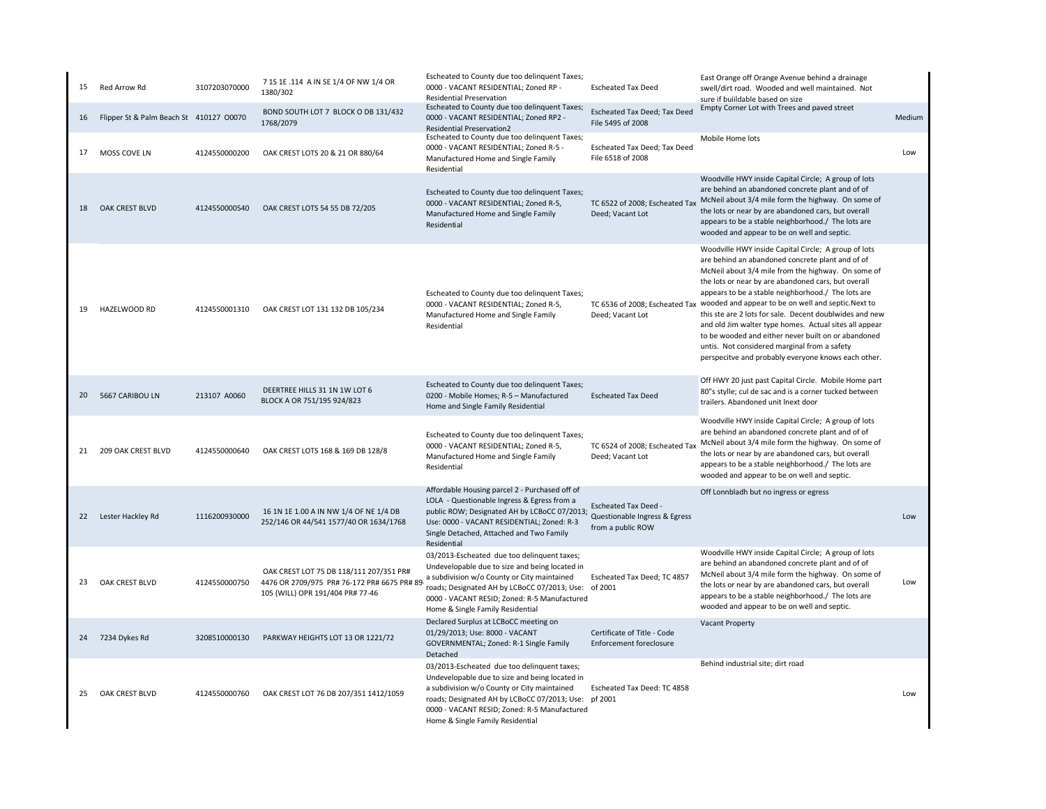| | | | | | | | |
|---|---|---|---|---|---|---|---|
| 15 | Red Arrow Rd | 3107203070000 | 7 1S 1E .114 A IN SE 1/4 OF NW 1/4 OR 1380/302 | Escheated to County due too delinquent Taxes; 0000 - VACANT RESIDENTIAL; Zoned RP - Residential Preservation | Escheated Tax Deed | East Orange off Orange Avenue behind a drainage swell/dirt road. Wooded and well maintained. Not sure if buildable based on size | |
| 16 | Flipper St & Palm Beach St | 410127 O0070 | BOND SOUTH LOT 7 BLOCK O DB 131/432 1768/2079 | Escheated to County due too delinquent Taxes; 0000 - VACANT RESIDENTIAL; Zoned RP2 - Residential Preservation2 | Escheated Tax Deed; Tax Deed File 5495 of 2008 | Empty Corner Lot with Trees and paved street | Medium |
| 17 | MOSS COVE LN | 4124550000200 | OAK CREST LOTS 20 & 21 OR 880/64 | Escheated to County due too delinquent Taxes; 0000 - VACANT RESIDENTIAL; Zoned R-5 - Manufactured Home and Single Family Residential | Escheated Tax Deed; Tax Deed File 6518 of 2008 | Mobile Home lots | Low |
| 18 | OAK CREST BLVD | 4124550000540 | OAK CREST LOTS 54 55 DB 72/205 | Escheated to County due too delinquent Taxes; 0000 - VACANT RESIDENTIAL; Zoned R-5, Manufactured Home and Single Family Residential | TC 6522 of 2008; Escheated Tax Deed; Vacant Lot | Woodville HWY inside Capital Circle; A group of lots are behind an abandoned concrete plant and of of McNeil about 3/4 mile form the highway. On some of the lots or near by are abandoned cars, but overall appears to be a stable neighborhood./ The lots are wooded and appear to be on well and septic. | |
| 19 | HAZELWOOD RD | 4124550001310 | OAK CREST LOT 131 132 DB 105/234 | Escheated to County due too delinquent Taxes; 0000 - VACANT RESIDENTIAL; Zoned R-5, Manufactured Home and Single Family Residential | TC 6536 of 2008; Escheated Tax Deed; Vacant Lot | Woodville HWY inside Capital Circle; A group of lots are behind an abandoned concrete plant and of of McNeil about 3/4 mile from the highway. On some of the lots or near by are abandoned cars, but overall appears to be a stable neighborhood./ The lots are wooded and appear to be on well and septic.Next to this ste are 2 lots for sale. Decent doublwides and new and old Jim walter type homes. Actual sites all appear to be wooded and either never built on or abandoned untis. Not considered marginal from a safety perspecitve and probably everyone knows each other. | |
| 20 | 5667 CARIBOU LN | 213107 A0060 | DEERTREE HILLS 31 1N 1W LOT 6 BLOCK A OR 751/195 924/823 | Escheated to County due too delinquent Taxes; 0200 - Mobile Homes; R-5 – Manufactured Home and Single Family Residential | Escheated Tax Deed | Off HWY 20 just past Capital Circle. Mobile Home part 80"s stylle; cul de sac and is a corner tucked between trailers. Abandoned unit lnext door | |
| 21 | 209 OAK CREST BLVD | 4124550000640 | OAK CREST LOTS 168 & 169 DB 128/8 | Escheated to County due too delinquent Taxes; 0000 - VACANT RESIDENTIAL; Zoned R-5, Manufactured Home and Single Family Residential | TC 6524 of 2008; Escheated Tax Deed; Vacant Lot | Woodville HWY inside Capital Circle; A group of lots are behind an abandoned concrete plant and of of McNeil about 3/4 mile form the highway. On some of the lots or near by are abandoned cars, but overall appears to be a stable neighborhood./ The lots are wooded and appear to be on well and septic. | |
| 22 | Lester Hackley Rd | 1116200930000 | 16 1N 1E 1.00 A IN NW 1/4 OF NE 1/4 DB 252/146 OR 44/541 1577/40 OR 1634/1768 | Affordable Housing parcel 2 - Purchased off of LOLA - Questionable Ingress & Egress from a public ROW; Designated AH by LCBoCC 07/2013; Use: 0000 - VACANT RESIDENTIAL; Zoned: R-3 Single Detached, Attached and Two Family Residential | Escheated Tax Deed - Questionable Ingress & Egress from a public ROW | Off Lonnbladh but no ingress or egress | Low |
| 23 | OAK CREST BLVD | 4124550000750 | OAK CREST LOT 75 DB 118/111 207/351 PR# 4476 OR 2709/975 PR# 76-172 PR# 6675 PR# 89-105 (WILL) OPR 191/404 PR# 77-46 | 03/2013-Escheated due too delinquent taxes; Undevelopable due to size and being located in a subdivision w/o County or City maintained roads; Designated AH by LCBoCC 07/2013; Use: 0000 - VACANT RESID; Zoned: R-5 Manufactured Home & Single Family Residential | Escheated Tax Deed; TC 4857 of 2001 | Woodville HWY inside Capital Circle; A group of lots are behind an abandoned concrete plant and of of McNeil about 3/4 mile form the highway. On some of the lots or near by are abandoned cars, but overall appears to be a stable neighborhood./ The lots are wooded and appear to be on well and septic. | Low |
| 24 | 7234 Dykes Rd | 3208510000130 | PARKWAY HEIGHTS LOT 13 OR 1221/72 | Declared Surplus at LCBoCC meeting on 01/29/2013; Use: 8000 - VACANT GOVERNMENTAL; Zoned: R-1 Single Family Detached | Certificate of Title - Code Enforcement foreclosure | Vacant Property | |
| 25 | OAK CREST BLVD | 4124550000760 | OAK CREST LOT 76 DB 207/351 1412/1059 | 03/2013-Escheated due too delinquent taxes; Undevelopable due to size and being located in a subdivision w/o County or City maintained roads; Designated AH by LCBoCC 07/2013; Use: 0000 - VACANT RESID; Zoned: R-5 Manufactured Home & Single Family Residential | Escheated Tax Deed: TC 4858 pf 2001 | Behind industrial site; dirt road | Low |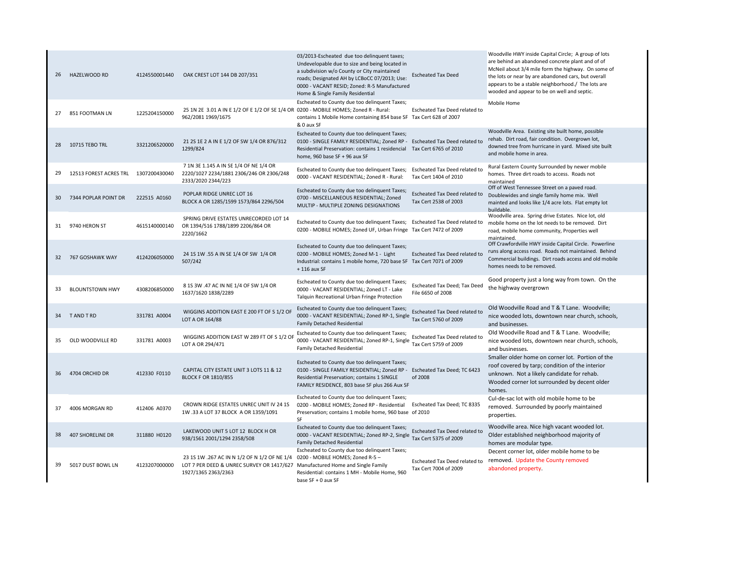| | | | | | | |
|---|---|---|---|---|---|---|
| 26 | HAZELWOOD RD | 4124550001440 | OAK CREST LOT 144 DB 207/351 | 03/2013-Escheated due too delinquent taxes; Undevelopable due to size and being located in a subdivision w/o County or City maintained roads; Designated AH by LCBoCC 07/2013; Use: 0000 - VACANT RESID; Zoned: R-5 Manufactured Home & Single Family Residential | Escheated Tax Deed | Woodville HWY inside Capital Circle; A group of lots are behind an abandoned concrete plant and of of McNeil about 3/4 mile form the highway. On some of the lots or near by are abandoned cars, but overall appears to be a stable neighborhood./ The lots are wooded and appear to be on well and septic. |
| 27 | 851 FOOTMAN LN | 1225204150000 | 25 1N 2E 3.01 A IN E 1/2 OF E 1/2 OF SE 1/4 OR 962/2081 1969/1675 | Escheated to County due too delinquent Taxes; 0200 - MOBILE HOMES; Zoned R - Rural: contains 1 Mobile Home containing 854 base SF & 0 aux SF | Escheated Tax Deed related to Tax Cert 628 of 2007 | Mobile Home |
| 28 | 10715 TEBO TRL | 3321206520000 | 21 2S 1E 2 A IN E 1/2 OF SW 1/4 OR 876/312 1299/824 | Escheated to County due too delinquent Taxes; 0100 - SINGLE FAMILY RESIDENTIAL; Zoned RP - Residential Preservation: contains 1 residencial home, 960 base SF + 96 aux SF | Escheated Tax Deed related to Tax Cert 6765 of 2010 | Woodville Area. Existing site built home, possible rehab. Dirt road, fair condition. Overgrown lot, downed tree from hurricane in yard. Mixed site built and mobile home in area. |
| 29 | 12513 FOREST ACRES TRL | 1307200430040 | 7 1N 3E 1.145 A IN SE 1/4 OF NE 1/4 OR 2220/1027 2234/1881 2306/246 OR 2306/248 2333/2020 2344/223 | Escheated to County due too delinquent Taxes; 0000 - VACANT RESIDENTIAL; Zoned R - Rural: | Escheated Tax Deed related to Tax Cert 1404 of 2010 | Rural Eastern County Surrounded by newer mobile homes. Three dirt roads to access. Roads not maintained |
| 30 | 7344 POPLAR POINT DR | 222515 A0160 | POPLAR RIDGE UNREC LOT 16 BLOCK A OR 1285/1599 1573/864 2296/504 | Escheated to County due too delinquent Taxes; 0700 - MISCELLANEOUS RESIDENTIAL; Zoned MULTIP - MULTIPLE ZONING DESIGNATIONS | Escheated Tax Deed related to Tax Cert 2538 of 2003 | Off of West Tennessee Street on a paved road. Doublewides and single family home mix. Well mainted and looks like 1/4 acre lots. Flat empty lot buildable. |
| 31 | 9740 HERON ST | 4615140000140 | SPRING DRIVE ESTATES UNRECORDED LOT 14 OR 1394/516 1788/1899 2206/864 OR 2220/1662 | Escheated to County due too delinquent Taxes; 0200 - MOBILE HOMES; Zoned UF, Urban Fringe | Escheated Tax Deed related to Tax Cert 7472 of 2009 | Woodville area. Spring drive Estates. Nice lot, old mobile home on the lot needs to be removed. Dirt road, mobile home community, Properties well maintained. |
| 32 | 767 GOSHAWK WAY | 4124206050000 | 24 1S 1W .55 A IN SE 1/4 OF SW 1/4 OR 507/242 | Escheated to County due too delinquent Taxes; 0200 - MOBILE HOMES; Zoned M-1 - Light Industrial: contains 1 mobile home, 720 base SF + 116 aux SF | Escheated Tax Deed related to Tax Cert 7071 of 2009 | Off Crawfordville HWY inside Capital Circle. Powerline runs along access road. Roads not maintained. Behind Commercial buildings. Dirt roads access and old mobile homes needs to be removed. |
| 33 | BLOUNTSTOWN HWY | 4308206850000 | 8 1S 3W .47 AC IN NE 1/4 OF SW 1/4 OR 1637/1620 1838/2289 | Escheated to County due too delinquent Taxes; 0000 - VACANT RESIDENTIAL; Zoned LT - Lake Talquin Recreational Urban Fringe Protection | Escheated Tax Deed; Tax Deed File 6650 of 2008 | Good property just a long way from town. On the the highway overgrown |
| 34 | T AND T RD | 331781 A0004 | WIGGINS ADDITION EAST E 200 FT OF S 1/2 OF LOT A OR 164/88 | Escheated to County due too delinquent Taxes; 0000 - VACANT RESIDENTIAL; Zoned RP-1, Single Family Detached Residential | Escheated Tax Deed related to Tax Cert 5760 of 2009 | Old Woodville Road and T & T Lane. Woodville; nice wooded lots, downtown near church, schools, and businesses. |
| 35 | OLD WOODVILLE RD | 331781 A0003 | WIGGINS ADDITION EAST W 289 FT OF S 1/2 OF LOT A OR 294/471 | Escheated to County due too delinquent Taxes; 0000 - VACANT RESIDENTIAL; Zoned RP-1, Single Family Detached Residential | Escheated Tax Deed related to Tax Cert 5759 of 2009 | Old Woodville Road and T & T Lane. Woodville; nice wooded lots, downtown near church, schools, and businesses. |
| 36 | 4704 ORCHID DR | 412330 F0110 | CAPITAL CITY ESTATE UNIT 3 LOTS 11 & 12 BLOCK F OR 1810/855 | Escheated to County due too delinquent Taxes; 0100 - SINGLE FAMILY RESIDENTIAL; Zoned RP - Residential Preservation; contains 1 SINGLE FAMILY RESIDENCE, 803 base SF plus 266 Aux SF | Escheated Tax Deed; TC 6423 of 2008 | Smaller older home on corner lot. Portion of the roof covered by tarp; condition of the interior unknown. Not a likely candidate for rehab. Wooded corner lot surrounded by decent older homes. |
| 37 | 4006 MORGAN RD | 412406 A0370 | CROWN RIDGE ESTATES UNREC UNIT IV 24 1S 1W .33 A LOT 37 BLOCK A OR 1359/1091 | Escheated to County due too delinquent Taxes; 0200 - MOBILE HOMES; Zoned RP - Residential Preservation; contains 1 mobile home, 960 base SF | Escheated Tax Deed; TC 8335 of 2010 | Cul-de-sac lot with old mobile home to be removed. Surrounded by poorly maintained properties. |
| 38 | 407 SHORELINE DR | 311880 H0120 | LAKEWOOD UNIT 5 LOT 12 BLOCK H OR 938/1561 2001/1294 2358/508 | Escheated to County due too delinquent Taxes; 0000 - VACANT RESIDENTIAL; Zoned RP-2, Single Family Detached Residential | Escheated Tax Deed related to Tax Cert 5375 of 2009 | Woodville area. Nice high vacant wooded lot. Older established neighborhood majority of homes are modular type. |
| 39 | 5017 DUST BOWL LN | 4123207000000 | 23 1S 1W .267 AC IN N 1/2 OF N 1/2 OF NE 1/4 LOT 7 PER DEED & UNREC SURVEY OR 1417/627 1927/1365 2363/2363 | Escheated to County due too delinquent Taxes; 0200 - MOBILE HOMES; Zoned R-5 – Manufactured Home and Single Family Residential: contains 1 MH - Mobile Home, 960 base SF + 0 aux SF | Escheated Tax Deed related to Tax Cert 7004 of 2009 | Decent corner lot, older mobile home to be removed. Update the County removed abandoned property. |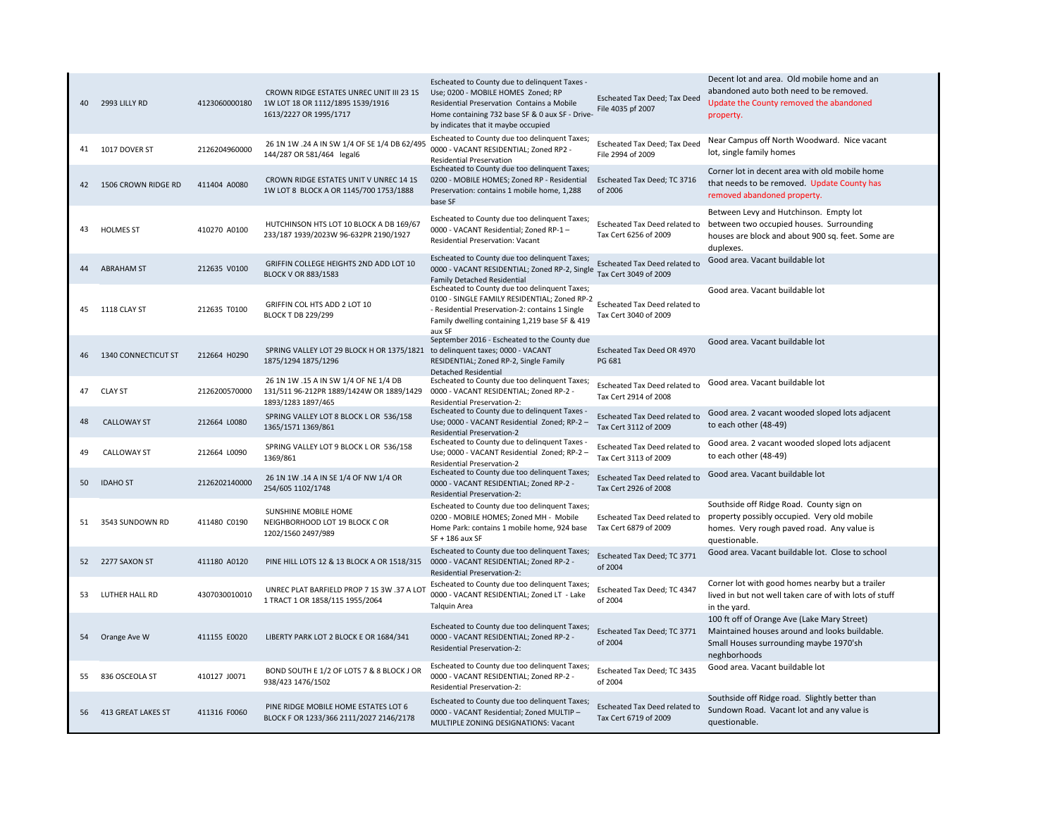| | | | | | | |
|---|---|---|---|---|---|---|
| 40 | 2993 LILLY RD | 4123060000180 | CROWN RIDGE ESTATES UNREC UNIT III 23 1S 1W LOT 18 OR 1112/1895 1539/1916 1613/2227 OR 1995/1717 | Escheated to County due to delinquent Taxes - Use; 0200 - MOBILE HOMES Zoned; RP Residential Preservation Contains a Mobile Home containing 732 base SF & 0 aux SF - Drive-by indicates that it maybe occupied | Escheated Tax Deed; Tax Deed File 4035 pf 2007 | Decent lot and area. Old mobile home and an abandoned auto both need to be removed. Update the County removed the abandoned property. |
| 41 | 1017 DOVER ST | 2126204960000 | 26 1N 1W .24 A IN SW 1/4 OF SE 1/4 DB 62/495 144/287 OR 581/464 legal6 | Escheated to County due too delinquent Taxes; 0000 - VACANT RESIDENTIAL; Zoned RP2 - Residential Preservation | Escheated Tax Deed; Tax Deed File 2994 of 2009 | Near Campus off North Woodward. Nice vacant lot, single family homes |
| 42 | 1506 CROWN RIDGE RD | 411404 A0080 | CROWN RIDGE ESTATES UNIT V UNREC 14 1S 1W LOT 8 BLOCK A OR 1145/700 1753/1888 | Escheated to County due too delinquent Taxes; 0200 - MOBILE HOMES; Zoned RP - Residential Preservation: contains 1 mobile home, 1,288 base SF | Escheated Tax Deed; TC 3716 of 2006 | Corner lot in decent area with old mobile home that needs to be removed. Update County has removed abandoned property. |
| 43 | HOLMES ST | 410270 A0100 | HUTCHINSON HTS LOT 10 BLOCK A DB 169/67 233/187 1939/2023W 96-632PR 2190/1927 | Escheated to County due too delinquent Taxes; 0000 - VACANT Residential; Zoned RP-1 – Residential Preservation: Vacant | Escheated Tax Deed related to Tax Cert 6256 of 2009 | Between Levy and Hutchinson. Empty lot between two occupied houses. Surrounding houses are block and about 900 sq. feet. Some are duplexes. |
| 44 | ABRAHAM ST | 212635 V0100 | GRIFFIN COLLEGE HEIGHTS 2ND ADD LOT 10 BLOCK V OR 883/1583 | Escheated to County due too delinquent Taxes; 0000 - VACANT RESIDENTIAL; Zoned RP-2, Single Family Detached Residential | Escheated Tax Deed related to Tax Cert 3049 of 2009 | Good area. Vacant buildable lot |
| 45 | 1118 CLAY ST | 212635 T0100 | GRIFFIN COL HTS ADD 2 LOT 10 BLOCK T DB 229/299 | Escheated to County due too delinquent Taxes; 0100 - SINGLE FAMILY RESIDENTIAL; Zoned RP-2 - Residential Preservation-2: contains 1 Single Family dwelling containing 1,219 base SF & 419 aux SF | Escheated Tax Deed related to Tax Cert 3040 of 2009 | Good area. Vacant buildable lot |
| 46 | 1340 CONNECTICUT ST | 212664 H0290 | SPRING VALLEY LOT 29 BLOCK H OR 1375/1821 1875/1294 1875/1296 | September 2016 - Escheated to the County due to delinquent taxes; 0000 - VACANT RESIDENTIAL; Zoned RP-2, Single Family Detached Residential | Escheated Tax Deed OR 4970 PG 681 | Good area. Vacant buildable lot |
| 47 | CLAY ST | 2126200570000 | 26 1N 1W .15 A IN SW 1/4 OF NE 1/4 DB 131/511 96-212PR 1889/1424W OR 1889/1429 1893/1283 1897/465 | Escheated to County due too delinquent Taxes; 0000 - VACANT RESIDENTIAL; Zoned RP-2 - Residential Preservation-2: | Escheated Tax Deed related to Tax Cert 2914 of 2008 | Good area. Vacant buildable lot |
| 48 | CALLOWAY ST | 212664 L0080 | SPRING VALLEY LOT 8 BLOCK L OR 536/158 1365/1571 1369/861 | Escheated to County due to delinquent Taxes - Use; 0000 - VACANT Residential Zoned; RP-2 – Residential Preservation-2 | Escheated Tax Deed related to Tax Cert 3112 of 2009 | Good area. 2 vacant wooded sloped lots adjacent to each other (48-49) |
| 49 | CALLOWAY ST | 212664 L0090 | SPRING VALLEY LOT 9 BLOCK L OR 536/158 1369/861 | Escheated to County due to delinquent Taxes - Use; 0000 - VACANT Residential Zoned; RP-2 – Residential Preservation-2 | Escheated Tax Deed related to Tax Cert 3113 of 2009 | Good area. 2 vacant wooded sloped lots adjacent to each other (48-49) |
| 50 | IDAHO ST | 2126202140000 | 26 1N 1W .14 A IN SE 1/4 OF NW 1/4 OR 254/605 1102/1748 | Escheated to County due too delinquent Taxes; 0000 - VACANT RESIDENTIAL; Zoned RP-2 - Residential Preservation-2: | Escheated Tax Deed related to Tax Cert 2926 of 2008 | Good area. Vacant buildable lot |
| 51 | 3543 SUNDOWN RD | 411480 C0190 | SUNSHINE MOBILE HOME NEIGHBORHOOD LOT 19 BLOCK C OR 1202/1560 2497/989 | Escheated to County due too delinquent Taxes; 0200 - MOBILE HOMES; Zoned MH - Mobile Home Park: contains 1 mobile home, 924 base SF + 186 aux SF | Escheated Tax Deed related to Tax Cert 6879 of 2009 | Southside off Ridge Road. County sign on property possibly occupied. Very old mobile homes. Very rough paved road. Any value is questionable. |
| 52 | 2277 SAXON ST | 411180 A0120 | PINE HILL LOTS 12 & 13 BLOCK A OR 1518/315 | Escheated to County due too delinquent Taxes; 0000 - VACANT RESIDENTIAL; Zoned RP-2 - Residential Preservation-2: | Escheated Tax Deed; TC 3771 of 2004 | Good area. Vacant buildable lot. Close to school |
| 53 | LUTHER HALL RD | 4307030010010 | UNREC PLAT BARFIELD PROP 7 1S 3W .37 A LOT 1 TRACT 1 OR 1858/115 1955/2064 | Escheated to County due too delinquent Taxes; 0000 - VACANT RESIDENTIAL; Zoned LT - Lake Talquin Area | Escheated Tax Deed; TC 4347 of 2004 | Corner lot with good homes nearby but a trailer lived in but not well taken care of with lots of stuff in the yard. |
| 54 | Orange Ave W | 411155 E0020 | LIBERTY PARK LOT 2 BLOCK E OR 1684/341 | Escheated to County due too delinquent Taxes; 0000 - VACANT RESIDENTIAL; Zoned RP-2 - Residential Preservation-2: | Escheated Tax Deed; TC 3771 of 2004 | 100 ft off of Orange Ave (Lake Mary Street) Maintained houses around and looks buildable. Small Houses surrounding maybe 1970'sh neghborhoods |
| 55 | 836 OSCEOLA ST | 410127 J0071 | BOND SOUTH E 1/2 OF LOTS 7 & 8 BLOCK J OR 938/423 1476/1502 | Escheated to County due too delinquent Taxes; 0000 - VACANT RESIDENTIAL; Zoned RP-2 - Residential Preservation-2: | Escheated Tax Deed; TC 3435 of 2004 | Good area. Vacant buildable lot |
| 56 | 413 GREAT LAKES ST | 411316 F0060 | PINE RIDGE MOBILE HOME ESTATES LOT 6 BLOCK F OR 1233/366 2111/2027 2146/2178 | Escheated to County due too delinquent Taxes; 0000 - VACANT Residential; Zoned MULTIP – MULTIPLE ZONING DESIGNATIONS: Vacant | Escheated Tax Deed related to Tax Cert 6719 of 2009 | Southside off Ridge road. Slightly better than Sundown Road. Vacant lot and any value is questionable. |